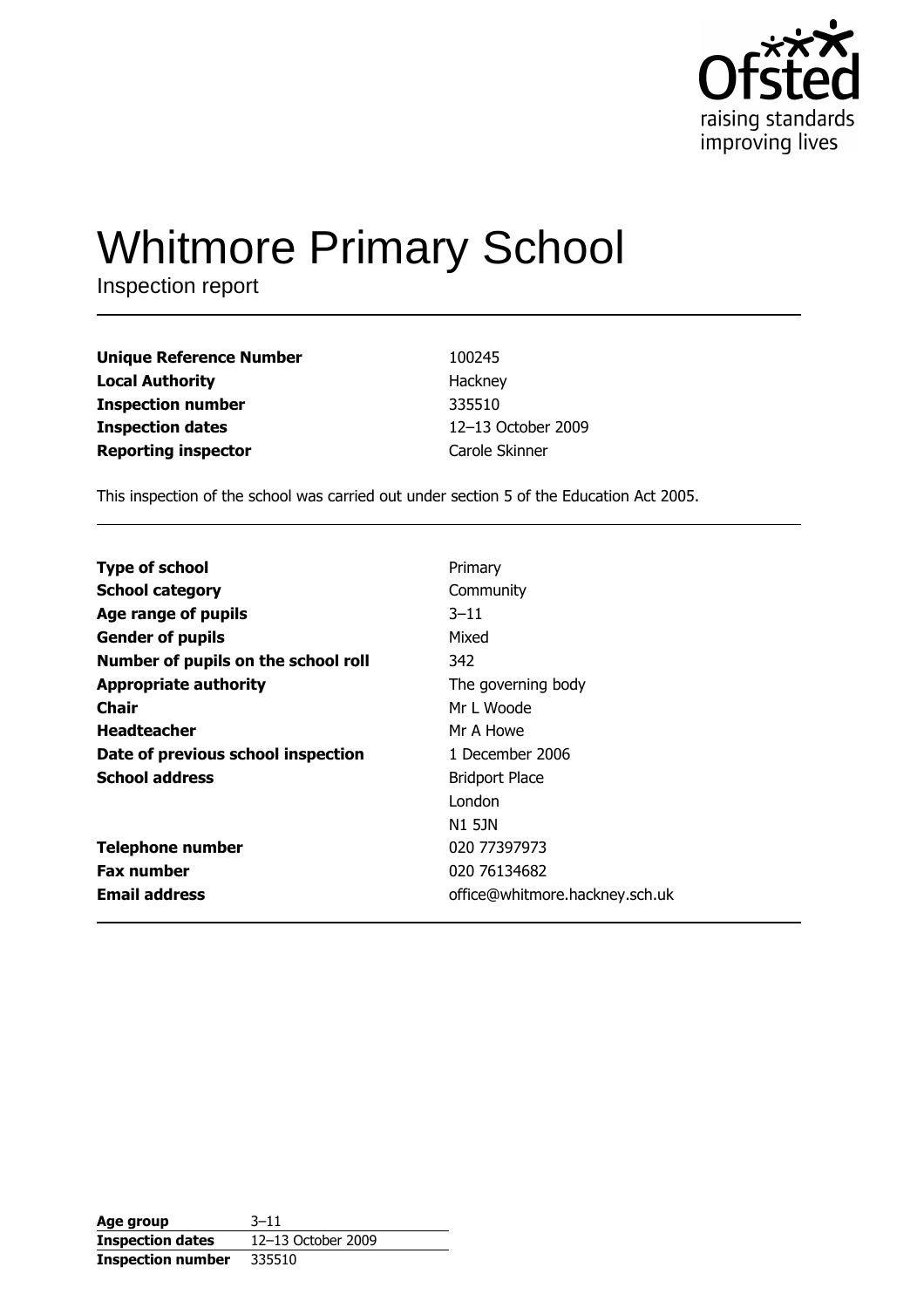# Whitmore Primary School

Inspection report

| | |
|---|---|
| **Unique Reference Number** | 100245 |
| **Local Authority** | Hackney |
| **Inspection number** | 335510 |
| **Inspection dates** | 12–13 October 2009 |
| **Reporting inspector** | Carole Skinner |

This inspection of the school was carried out under section 5 of the Education Act 2005.

| | |
|---|---|
| **Type of school** | Primary |
| **School category** | Community |
| **Age range of pupils** | 3–11 |
| **Gender of pupils** | Mixed |
| **Number of pupils on the school roll** | 342 |
| **Appropriate authority** | The governing body |
| **Chair** | Mr L Woode |
| **Headteacher** | Mr A Howe |
| **Date of previous school inspection** | 1 December 2006 |
| **School address** | Bridport Place<br>London<br>N1 5JN |
| **Telephone number** | 020 77397973 |
| **Fax number** | 020 76134682 |
| **Email address** | office@whitmore.hackney.sch.uk |

| | |
|---|---|
| **Age group** | 3–11 |
| **Inspection dates** | 12–13 October 2009 |
| **Inspection number** | 335510 |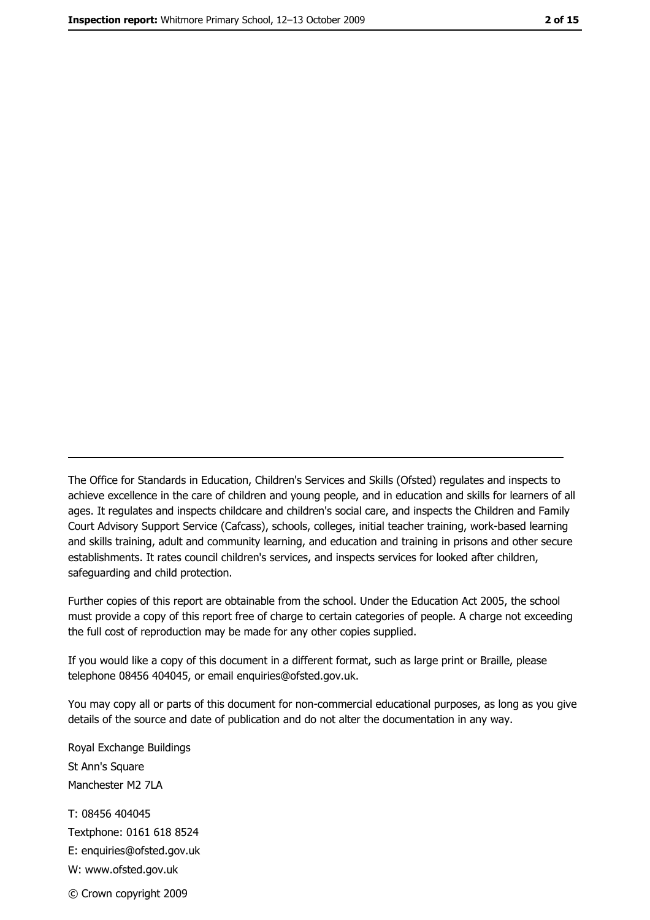The Office for Standards in Education, Children's Services and Skills (Ofsted) regulates and inspects to achieve excellence in the care of children and young people, and in education and skills for learners of all ages. It regulates and inspects childcare and children's social care, and inspects the Children and Family Court Advisory Support Service (Cafcass), schools, colleges, initial teacher training, work-based learning and skills training, adult and community learning, and education and training in prisons and other secure establishments. It rates council children's services, and inspects services for looked after children, safeguarding and child protection.

Further copies of this report are obtainable from the school. Under the Education Act 2005, the school must provide a copy of this report free of charge to certain categories of people. A charge not exceeding the full cost of reproduction may be made for any other copies supplied.

If you would like a copy of this document in a different format, such as large print or Braille, please telephone 08456 404045, or email enquiries@ofsted.gov.uk.

You may copy all or parts of this document for non-commercial educational purposes, as long as you give details of the source and date of publication and do not alter the documentation in any way.

Royal Exchange Buildings
St Ann's Square
Manchester M2 7LA

T: 08456 404045
Textphone: 0161 618 8524
E: enquiries@ofsted.gov.uk
W: www.ofsted.gov.uk

© Crown copyright 2009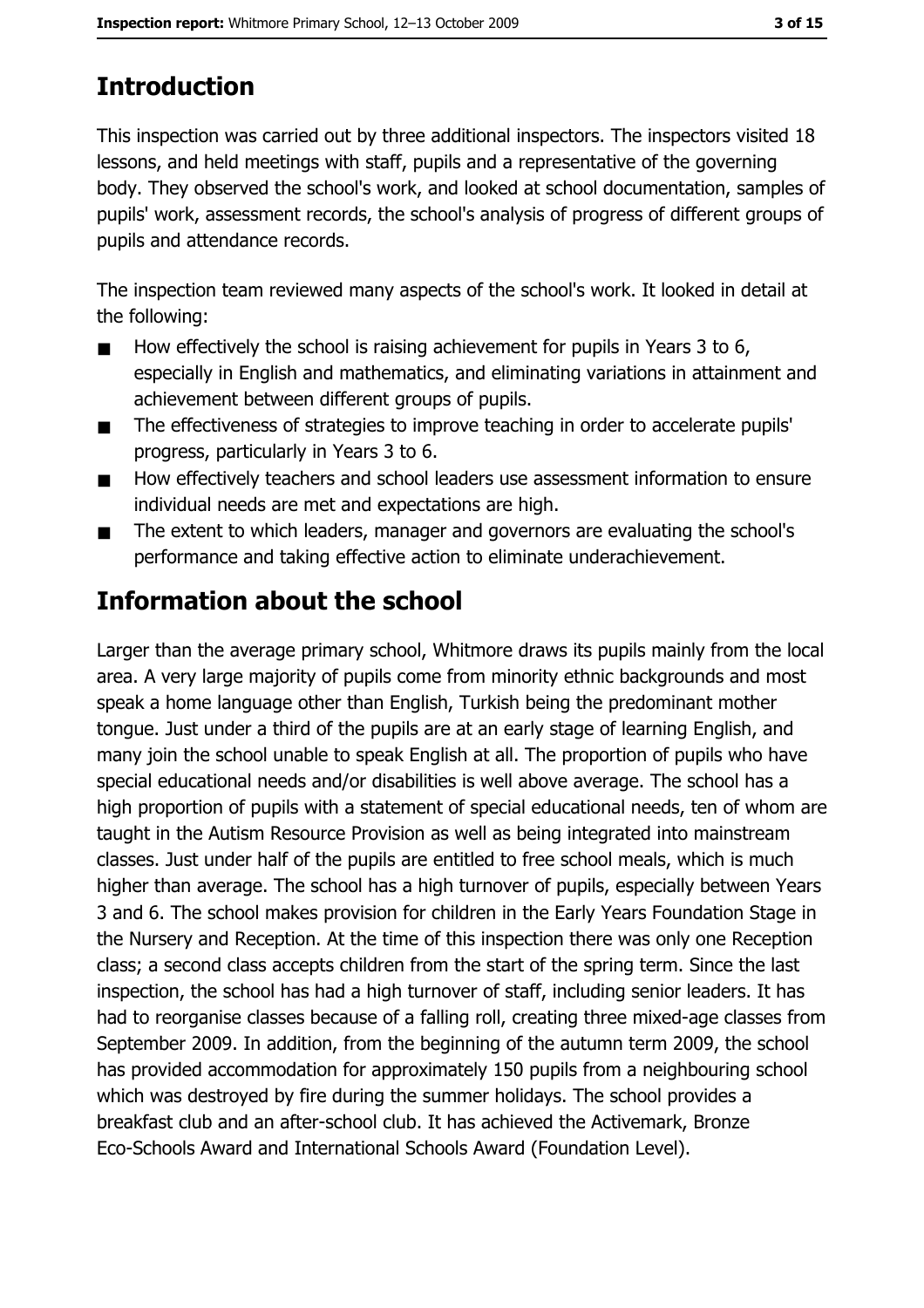## Introduction

This inspection was carried out by three additional inspectors. The inspectors visited 18 lessons, and held meetings with staff, pupils and a representative of the governing body. They observed the school's work, and looked at school documentation, samples of pupils' work, assessment records, the school's analysis of progress of different groups of pupils and attendance records.

The inspection team reviewed many aspects of the school's work. It looked in detail at the following:

- How effectively the school is raising achievement for pupils in Years 3 to 6, especially in English and mathematics, and eliminating variations in attainment and achievement between different groups of pupils.
- The effectiveness of strategies to improve teaching in order to accelerate pupils' progress, particularly in Years 3 to 6.
- How effectively teachers and school leaders use assessment information to ensure individual needs are met and expectations are high.
- The extent to which leaders, manager and governors are evaluating the school's performance and taking effective action to eliminate underachievement.

## Information about the school

Larger than the average primary school, Whitmore draws its pupils mainly from the local area. A very large majority of pupils come from minority ethnic backgrounds and most speak a home language other than English, Turkish being the predominant mother tongue. Just under a third of the pupils are at an early stage of learning English, and many join the school unable to speak English at all. The proportion of pupils who have special educational needs and/or disabilities is well above average. The school has a high proportion of pupils with a statement of special educational needs, ten of whom are taught in the Autism Resource Provision as well as being integrated into mainstream classes. Just under half of the pupils are entitled to free school meals, which is much higher than average. The school has a high turnover of pupils, especially between Years 3 and 6. The school makes provision for children in the Early Years Foundation Stage in the Nursery and Reception. At the time of this inspection there was only one Reception class; a second class accepts children from the start of the spring term. Since the last inspection, the school has had a high turnover of staff, including senior leaders. It has had to reorganise classes because of a falling roll, creating three mixed-age classes from September 2009. In addition, from the beginning of the autumn term 2009, the school has provided accommodation for approximately 150 pupils from a neighbouring school which was destroyed by fire during the summer holidays. The school provides a breakfast club and an after-school club. It has achieved the Activemark, Bronze Eco-Schools Award and International Schools Award (Foundation Level).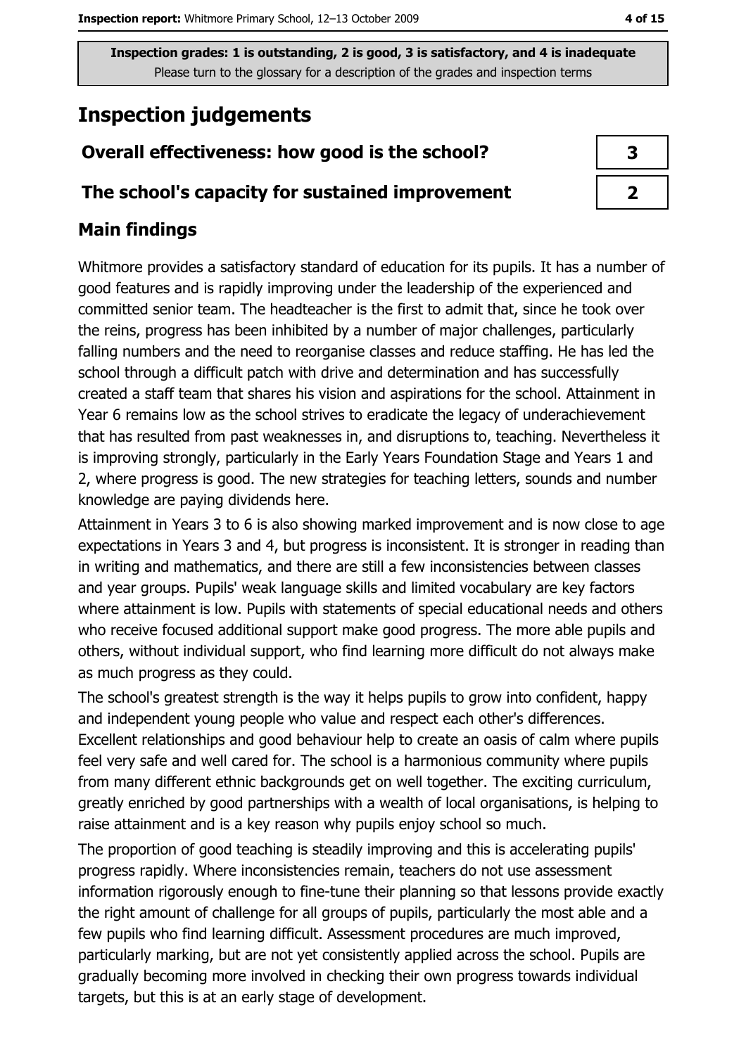**Inspection grades: 1 is outstanding, 2 is good, 3 is satisfactory, and 4 is inadequate**
Please turn to the glossary for a description of the grades and inspection terms

# Inspection judgements

| Overall effectiveness: how good is the school? | 3 |
|---|---|
| The school's capacity for sustained improvement | 2 |

## Main findings

Whitmore provides a satisfactory standard of education for its pupils. It has a number of good features and is rapidly improving under the leadership of the experienced and committed senior team. The headteacher is the first to admit that, since he took over the reins, progress has been inhibited by a number of major challenges, particularly falling numbers and the need to reorganise classes and reduce staffing. He has led the school through a difficult patch with drive and determination and has successfully created a staff team that shares his vision and aspirations for the school. Attainment in Year 6 remains low as the school strives to eradicate the legacy of underachievement that has resulted from past weaknesses in, and disruptions to, teaching. Nevertheless it is improving strongly, particularly in the Early Years Foundation Stage and Years 1 and 2, where progress is good. The new strategies for teaching letters, sounds and number knowledge are paying dividends here.

Attainment in Years 3 to 6 is also showing marked improvement and is now close to age expectations in Years 3 and 4, but progress is inconsistent. It is stronger in reading than in writing and mathematics, and there are still a few inconsistencies between classes and year groups. Pupils' weak language skills and limited vocabulary are key factors where attainment is low. Pupils with statements of special educational needs and others who receive focused additional support make good progress. The more able pupils and others, without individual support, who find learning more difficult do not always make as much progress as they could.

The school's greatest strength is the way it helps pupils to grow into confident, happy and independent young people who value and respect each other's differences. Excellent relationships and good behaviour help to create an oasis of calm where pupils feel very safe and well cared for. The school is a harmonious community where pupils from many different ethnic backgrounds get on well together. The exciting curriculum, greatly enriched by good partnerships with a wealth of local organisations, is helping to raise attainment and is a key reason why pupils enjoy school so much.

The proportion of good teaching is steadily improving and this is accelerating pupils' progress rapidly. Where inconsistencies remain, teachers do not use assessment information rigorously enough to fine-tune their planning so that lessons provide exactly the right amount of challenge for all groups of pupils, particularly the most able and a few pupils who find learning difficult. Assessment procedures are much improved, particularly marking, but are not yet consistently applied across the school. Pupils are gradually becoming more involved in checking their own progress towards individual targets, but this is at an early stage of development.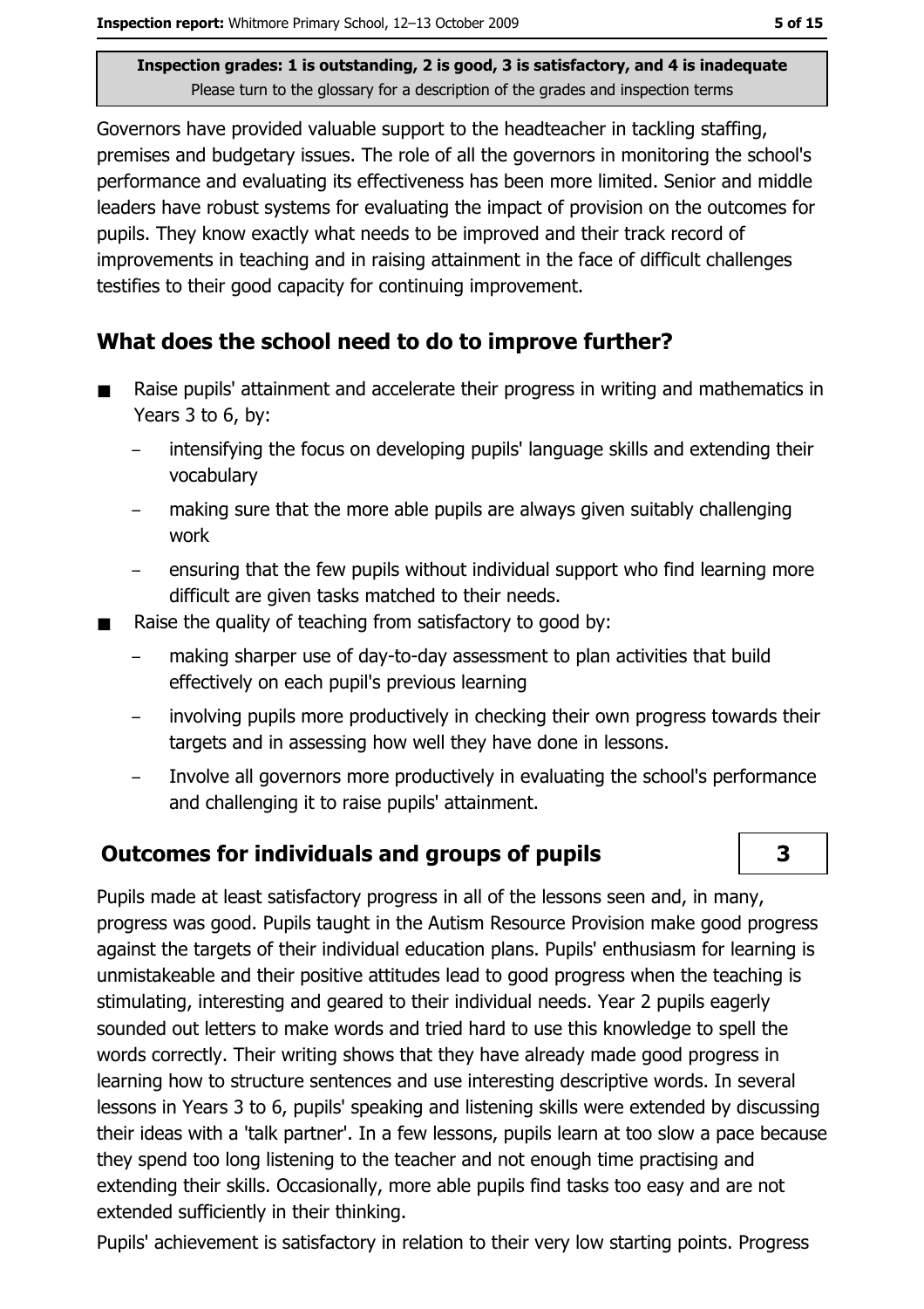Governors have provided valuable support to the headteacher in tackling staffing, premises and budgetary issues. The role of all the governors in monitoring the school's performance and evaluating its effectiveness has been more limited. Senior and middle leaders have robust systems for evaluating the impact of provision on the outcomes for pupils. They know exactly what needs to be improved and their track record of improvements in teaching and in raising attainment in the face of difficult challenges testifies to their good capacity for continuing improvement.

## What does the school need to do to improve further?

- Raise pupils' attainment and accelerate their progress in writing and mathematics in Years 3 to 6, by:
  - intensifying the focus on developing pupils' language skills and extending their vocabulary
  - making sure that the more able pupils are always given suitably challenging work
  - ensuring that the few pupils without individual support who find learning more difficult are given tasks matched to their needs.
- Raise the quality of teaching from satisfactory to good by:
  - making sharper use of day-to-day assessment to plan activities that build effectively on each pupil's previous learning
  - involving pupils more productively in checking their own progress towards their targets and in assessing how well they have done in lessons.
  - Involve all governors more productively in evaluating the school's performance and challenging it to raise pupils' attainment.

## Outcomes for individuals and groups of pupils — 3

Pupils made at least satisfactory progress in all of the lessons seen and, in many, progress was good. Pupils taught in the Autism Resource Provision make good progress against the targets of their individual education plans. Pupils' enthusiasm for learning is unmistakeable and their positive attitudes lead to good progress when the teaching is stimulating, interesting and geared to their individual needs. Year 2 pupils eagerly sounded out letters to make words and tried hard to use this knowledge to spell the words correctly. Their writing shows that they have already made good progress in learning how to structure sentences and use interesting descriptive words. In several lessons in Years 3 to 6, pupils' speaking and listening skills were extended by discussing their ideas with a 'talk partner'. In a few lessons, pupils learn at too slow a pace because they spend too long listening to the teacher and not enough time practising and extending their skills. Occasionally, more able pupils find tasks too easy and are not extended sufficiently in their thinking.

Pupils' achievement is satisfactory in relation to their very low starting points. Progress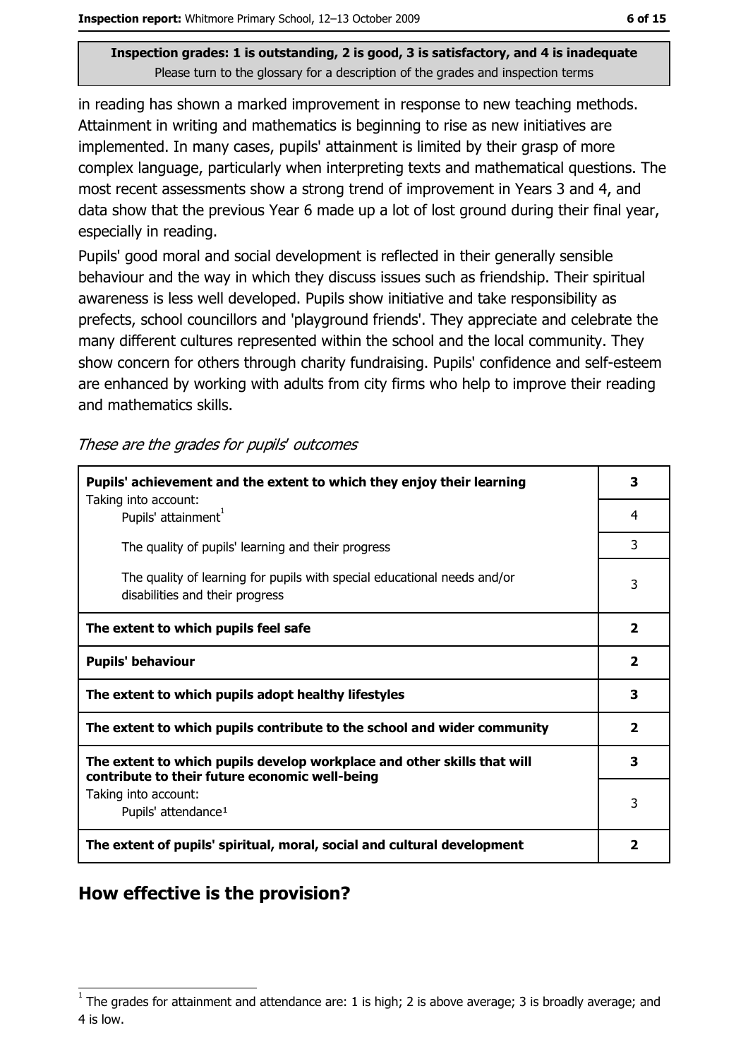**Inspection grades: 1 is outstanding, 2 is good, 3 is satisfactory, and 4 is inadequate**
Please turn to the glossary for a description of the grades and inspection terms

in reading has shown a marked improvement in response to new teaching methods. Attainment in writing and mathematics is beginning to rise as new initiatives are implemented. In many cases, pupils' attainment is limited by their grasp of more complex language, particularly when interpreting texts and mathematical questions. The most recent assessments show a strong trend of improvement in Years 3 and 4, and data show that the previous Year 6 made up a lot of lost ground during their final year, especially in reading.

Pupils' good moral and social development is reflected in their generally sensible behaviour and the way in which they discuss issues such as friendship. Their spiritual awareness is less well developed. Pupils show initiative and take responsibility as prefects, school councillors and 'playground friends'. They appreciate and celebrate the many different cultures represented within the school and the local community. They show concern for others through charity fundraising. Pupils' confidence and self-esteem are enhanced by working with adults from city firms who help to improve their reading and mathematics skills.

*These are the grades for pupils' outcomes*

| | |
|---|---|
| **Pupils' achievement and the extent to which they enjoy their learning** | **3** |
| Taking into account: Pupils' attainment[1] | 4 |
| The quality of pupils' learning and their progress | 3 |
| The quality of learning for pupils with special educational needs and/or disabilities and their progress | 3 |
| **The extent to which pupils feel safe** | **2** |
| **Pupils' behaviour** | **2** |
| **The extent to which pupils adopt healthy lifestyles** | **3** |
| **The extent to which pupils contribute to the school and wider community** | **2** |
| **The extent to which pupils develop workplace and other skills that will contribute to their future economic well-being** | **3** |
| Taking into account: Pupils' attendance[1] | 3 |
| **The extent of pupils' spiritual, moral, social and cultural development** | **2** |

## How effective is the provision?

[1] The grades for attainment and attendance are: 1 is high; 2 is above average; 3 is broadly average; and 4 is low.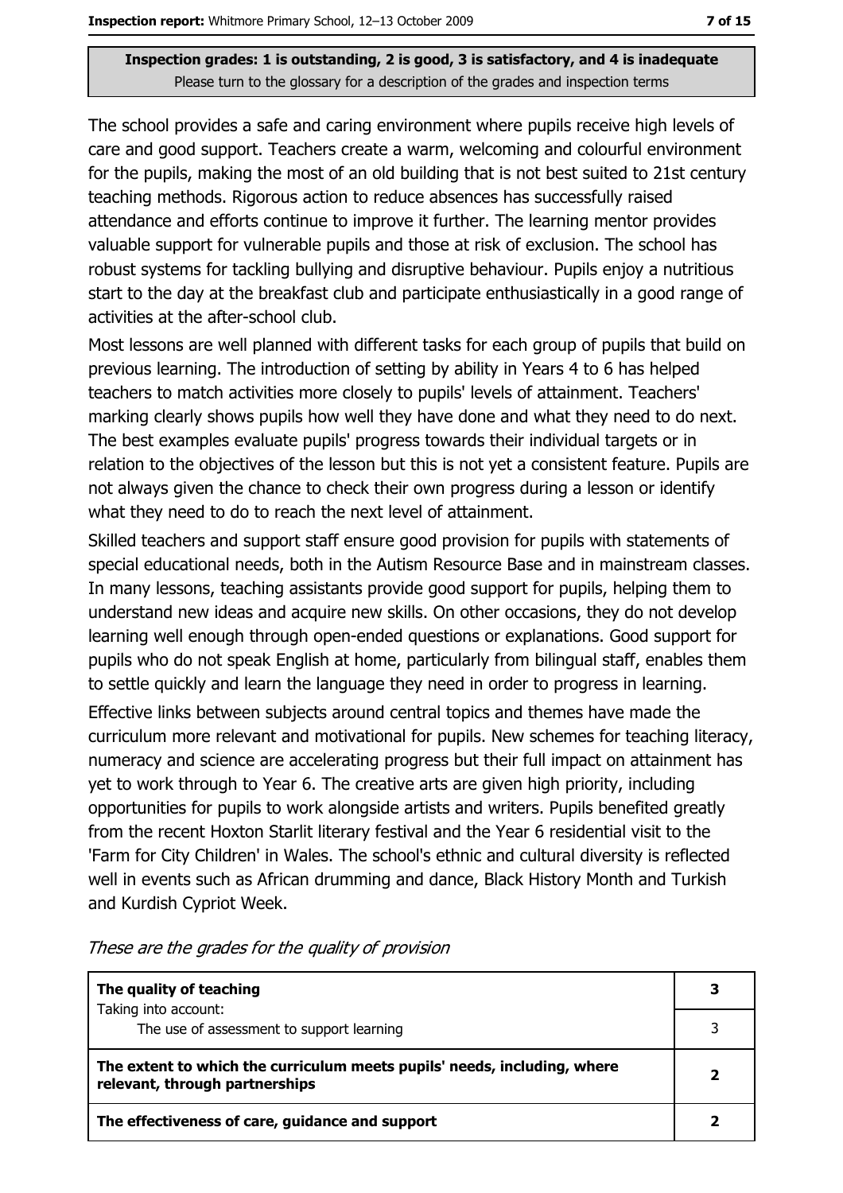**Inspection grades: 1 is outstanding, 2 is good, 3 is satisfactory, and 4 is inadequate**
Please turn to the glossary for a description of the grades and inspection terms

The school provides a safe and caring environment where pupils receive high levels of care and good support. Teachers create a warm, welcoming and colourful environment for the pupils, making the most of an old building that is not best suited to 21st century teaching methods. Rigorous action to reduce absences has successfully raised attendance and efforts continue to improve it further. The learning mentor provides valuable support for vulnerable pupils and those at risk of exclusion. The school has robust systems for tackling bullying and disruptive behaviour. Pupils enjoy a nutritious start to the day at the breakfast club and participate enthusiastically in a good range of activities at the after-school club.

Most lessons are well planned with different tasks for each group of pupils that build on previous learning. The introduction of setting by ability in Years 4 to 6 has helped teachers to match activities more closely to pupils' levels of attainment. Teachers' marking clearly shows pupils how well they have done and what they need to do next. The best examples evaluate pupils' progress towards their individual targets or in relation to the objectives of the lesson but this is not yet a consistent feature. Pupils are not always given the chance to check their own progress during a lesson or identify what they need to do to reach the next level of attainment.

Skilled teachers and support staff ensure good provision for pupils with statements of special educational needs, both in the Autism Resource Base and in mainstream classes. In many lessons, teaching assistants provide good support for pupils, helping them to understand new ideas and acquire new skills. On other occasions, they do not develop learning well enough through open-ended questions or explanations. Good support for pupils who do not speak English at home, particularly from bilingual staff, enables them to settle quickly and learn the language they need in order to progress in learning.

Effective links between subjects around central topics and themes have made the curriculum more relevant and motivational for pupils. New schemes for teaching literacy, numeracy and science are accelerating progress but their full impact on attainment has yet to work through to Year 6. The creative arts are given high priority, including opportunities for pupils to work alongside artists and writers. Pupils benefited greatly from the recent Hoxton Starlit literary festival and the Year 6 residential visit to the 'Farm for City Children' in Wales. The school's ethnic and cultural diversity is reflected well in events such as African drumming and dance, Black History Month and Turkish and Kurdish Cypriot Week.

*These are the grades for the quality of provision*

| | |
|---|---|
| **The quality of teaching**<br>Taking into account: | **3** |
| The use of assessment to support learning | 3 |
| **The extent to which the curriculum meets pupils' needs, including, where relevant, through partnerships** | **2** |
| **The effectiveness of care, guidance and support** | **2** |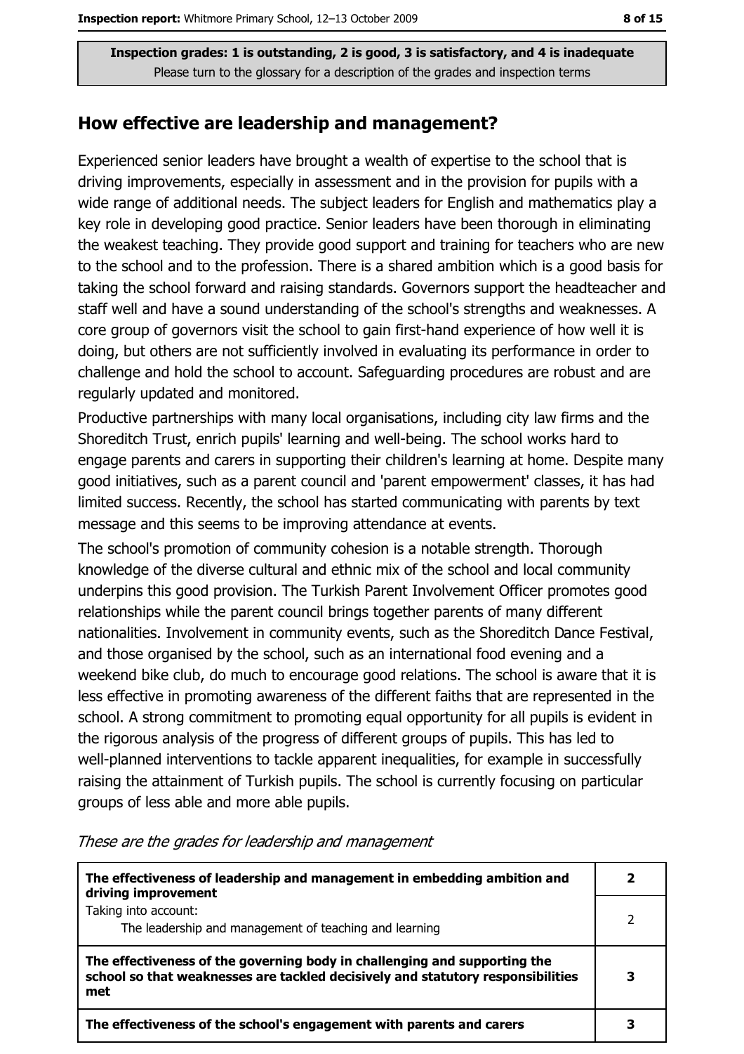Inspection grades: 1 is outstanding, 2 is good, 3 is satisfactory, and 4 is inadequate
Please turn to the glossary for a description of the grades and inspection terms

## How effective are leadership and management?

Experienced senior leaders have brought a wealth of expertise to the school that is driving improvements, especially in assessment and in the provision for pupils with a wide range of additional needs. The subject leaders for English and mathematics play a key role in developing good practice. Senior leaders have been thorough in eliminating the weakest teaching. They provide good support and training for teachers who are new to the school and to the profession. There is a shared ambition which is a good basis for taking the school forward and raising standards. Governors support the headteacher and staff well and have a sound understanding of the school's strengths and weaknesses. A core group of governors visit the school to gain first-hand experience of how well it is doing, but others are not sufficiently involved in evaluating its performance in order to challenge and hold the school to account. Safeguarding procedures are robust and are regularly updated and monitored.

Productive partnerships with many local organisations, including city law firms and the Shoreditch Trust, enrich pupils' learning and well-being. The school works hard to engage parents and carers in supporting their children's learning at home. Despite many good initiatives, such as a parent council and 'parent empowerment' classes, it has had limited success. Recently, the school has started communicating with parents by text message and this seems to be improving attendance at events.

The school's promotion of community cohesion is a notable strength. Thorough knowledge of the diverse cultural and ethnic mix of the school and local community underpins this good provision. The Turkish Parent Involvement Officer promotes good relationships while the parent council brings together parents of many different nationalities. Involvement in community events, such as the Shoreditch Dance Festival, and those organised by the school, such as an international food evening and a weekend bike club, do much to encourage good relations. The school is aware that it is less effective in promoting awareness of the different faiths that are represented in the school. A strong commitment to promoting equal opportunity for all pupils is evident in the rigorous analysis of the progress of different groups of pupils. This has led to well-planned interventions to tackle apparent inequalities, for example in successfully raising the attainment of Turkish pupils. The school is currently focusing on particular groups of less able and more able pupils.

*These are the grades for leadership and management*

| | |
|---|---|
| **The effectiveness of leadership and management in embedding ambition and driving improvement** | **2** |
| Taking into account: The leadership and management of teaching and learning | 2 |
| **The effectiveness of the governing body in challenging and supporting the school so that weaknesses are tackled decisively and statutory responsibilities met** | **3** |
| **The effectiveness of the school's engagement with parents and carers** | **3** |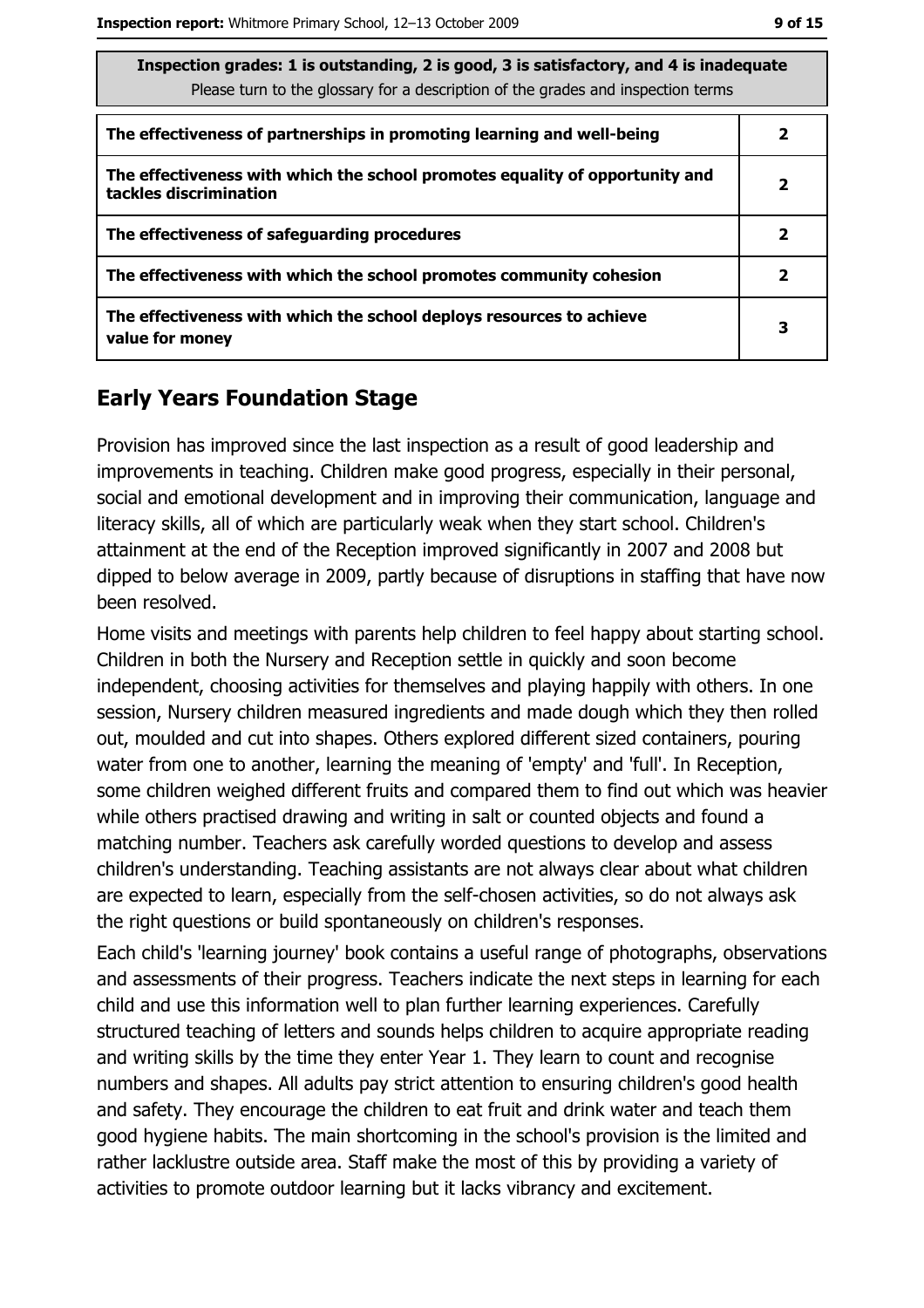| Inspection grades: 1 is outstanding, 2 is good, 3 is satisfactory, and 4 is inadequate<br>Please turn to the glossary for a description of the grades and inspection terms | |
|---|---|
| The effectiveness of partnerships in promoting learning and well-being | 2 |
| The effectiveness with which the school promotes equality of opportunity and tackles discrimination | 2 |
| The effectiveness of safeguarding procedures | 2 |
| The effectiveness with which the school promotes community cohesion | 2 |
| The effectiveness with which the school deploys resources to achieve value for money | 3 |

## Early Years Foundation Stage

Provision has improved since the last inspection as a result of good leadership and improvements in teaching. Children make good progress, especially in their personal, social and emotional development and in improving their communication, language and literacy skills, all of which are particularly weak when they start school. Children's attainment at the end of the Reception improved significantly in 2007 and 2008 but dipped to below average in 2009, partly because of disruptions in staffing that have now been resolved.

Home visits and meetings with parents help children to feel happy about starting school. Children in both the Nursery and Reception settle in quickly and soon become independent, choosing activities for themselves and playing happily with others. In one session, Nursery children measured ingredients and made dough which they then rolled out, moulded and cut into shapes. Others explored different sized containers, pouring water from one to another, learning the meaning of 'empty' and 'full'. In Reception, some children weighed different fruits and compared them to find out which was heavier while others practised drawing and writing in salt or counted objects and found a matching number. Teachers ask carefully worded questions to develop and assess children's understanding. Teaching assistants are not always clear about what children are expected to learn, especially from the self-chosen activities, so do not always ask the right questions or build spontaneously on children's responses.

Each child's 'learning journey' book contains a useful range of photographs, observations and assessments of their progress. Teachers indicate the next steps in learning for each child and use this information well to plan further learning experiences. Carefully structured teaching of letters and sounds helps children to acquire appropriate reading and writing skills by the time they enter Year 1. They learn to count and recognise numbers and shapes. All adults pay strict attention to ensuring children's good health and safety. They encourage the children to eat fruit and drink water and teach them good hygiene habits. The main shortcoming in the school's provision is the limited and rather lacklustre outside area. Staff make the most of this by providing a variety of activities to promote outdoor learning but it lacks vibrancy and excitement.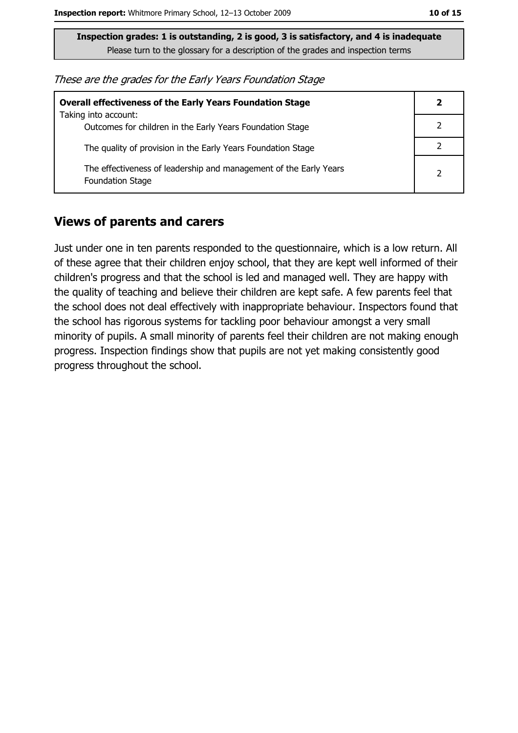**Inspection grades: 1 is outstanding, 2 is good, 3 is satisfactory, and 4 is inadequate**
Please turn to the glossary for a description of the grades and inspection terms

*These are the grades for the Early Years Foundation Stage*

| | |
|---|---|
| **Overall effectiveness of the Early Years Foundation Stage** | **2** |
| Taking into account:<br>Outcomes for children in the Early Years Foundation Stage | 2 |
| The quality of provision in the Early Years Foundation Stage | 2 |
| The effectiveness of leadership and management of the Early Years Foundation Stage | 2 |

## Views of parents and carers

Just under one in ten parents responded to the questionnaire, which is a low return. All of these agree that their children enjoy school, that they are kept well informed of their children's progress and that the school is led and managed well. They are happy with the quality of teaching and believe their children are kept safe. A few parents feel that the school does not deal effectively with inappropriate behaviour. Inspectors found that the school has rigorous systems for tackling poor behaviour amongst a very small minority of pupils. A small minority of parents feel their children are not making enough progress. Inspection findings show that pupils are not yet making consistently good progress throughout the school.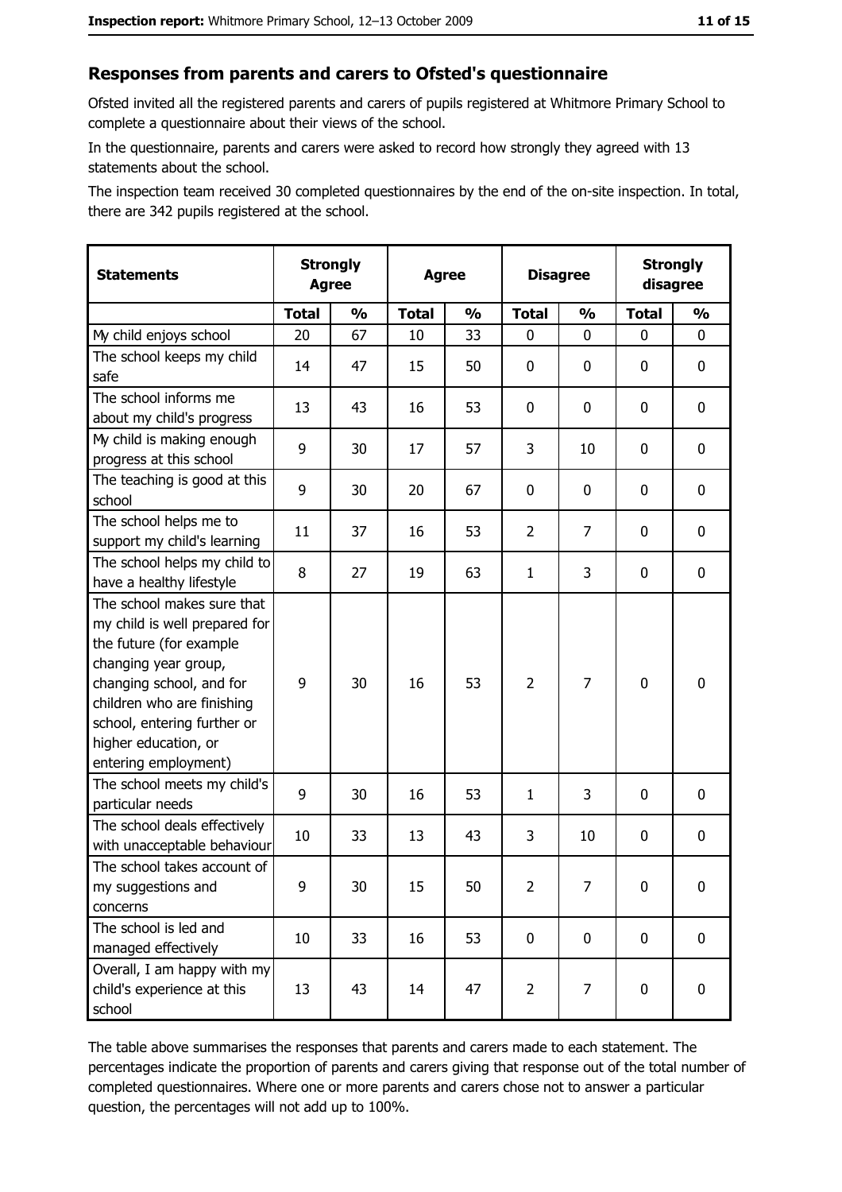## Responses from parents and carers to Ofsted's questionnaire

Ofsted invited all the registered parents and carers of pupils registered at Whitmore Primary School to complete a questionnaire about their views of the school.

In the questionnaire, parents and carers were asked to record how strongly they agreed with 13 statements about the school.

The inspection team received 30 completed questionnaires by the end of the on-site inspection. In total, there are 342 pupils registered at the school.

| Statements | Strongly Agree | | Agree | | Disagree | | Strongly disagree | |
|---|---|---|---|---|---|---|---|---|
| | Total | % | Total | % | Total | % | Total | % |
| My child enjoys school | 20 | 67 | 10 | 33 | 0 | 0 | 0 | 0 |
| The school keeps my child safe | 14 | 47 | 15 | 50 | 0 | 0 | 0 | 0 |
| The school informs me about my child's progress | 13 | 43 | 16 | 53 | 0 | 0 | 0 | 0 |
| My child is making enough progress at this school | 9 | 30 | 17 | 57 | 3 | 10 | 0 | 0 |
| The teaching is good at this school | 9 | 30 | 20 | 67 | 0 | 0 | 0 | 0 |
| The school helps me to support my child's learning | 11 | 37 | 16 | 53 | 2 | 7 | 0 | 0 |
| The school helps my child to have a healthy lifestyle | 8 | 27 | 19 | 63 | 1 | 3 | 0 | 0 |
| The school makes sure that my child is well prepared for the future (for example changing year group, changing school, and for children who are finishing school, entering further or higher education, or entering employment) | 9 | 30 | 16 | 53 | 2 | 7 | 0 | 0 |
| The school meets my child's particular needs | 9 | 30 | 16 | 53 | 1 | 3 | 0 | 0 |
| The school deals effectively with unacceptable behaviour | 10 | 33 | 13 | 43 | 3 | 10 | 0 | 0 |
| The school takes account of my suggestions and concerns | 9 | 30 | 15 | 50 | 2 | 7 | 0 | 0 |
| The school is led and managed effectively | 10 | 33 | 16 | 53 | 0 | 0 | 0 | 0 |
| Overall, I am happy with my child's experience at this school | 13 | 43 | 14 | 47 | 2 | 7 | 0 | 0 |

The table above summarises the responses that parents and carers made to each statement. The percentages indicate the proportion of parents and carers giving that response out of the total number of completed questionnaires. Where one or more parents and carers chose not to answer a particular question, the percentages will not add up to 100%.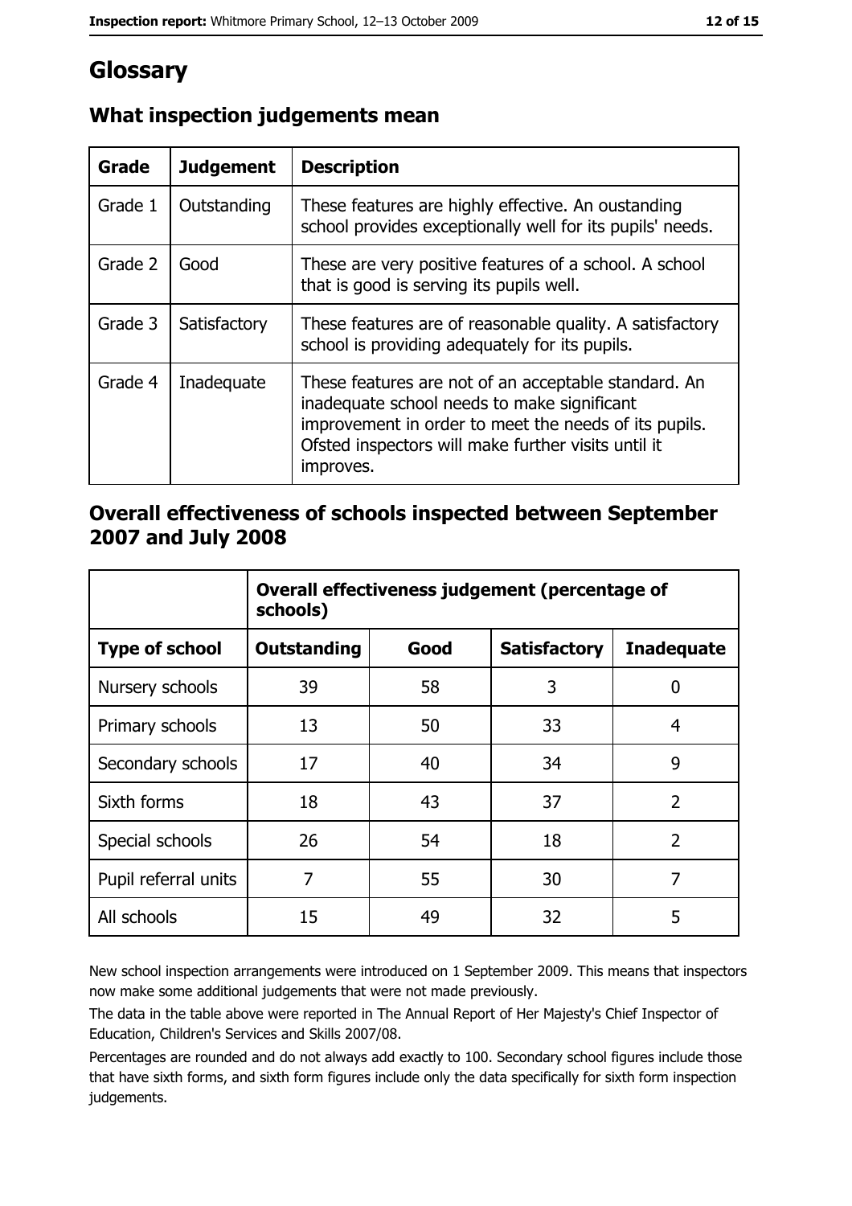# Glossary

## What inspection judgements mean

| Grade | Judgement | Description |
|---|---|---|
| Grade 1 | Outstanding | These features are highly effective. An oustanding school provides exceptionally well for its pupils' needs. |
| Grade 2 | Good | These are very positive features of a school. A school that is good is serving its pupils well. |
| Grade 3 | Satisfactory | These features are of reasonable quality. A satisfactory school is providing adequately for its pupils. |
| Grade 4 | Inadequate | These features are not of an acceptable standard. An inadequate school needs to make significant improvement in order to meet the needs of its pupils. Ofsted inspectors will make further visits until it improves. |

## Overall effectiveness of schools inspected between September 2007 and July 2008

| | Overall effectiveness judgement (percentage of schools) | | | |
|---|---|---|---|---|
| **Type of school** | **Outstanding** | **Good** | **Satisfactory** | **Inadequate** |
| Nursery schools | 39 | 58 | 3 | 0 |
| Primary schools | 13 | 50 | 33 | 4 |
| Secondary schools | 17 | 40 | 34 | 9 |
| Sixth forms | 18 | 43 | 37 | 2 |
| Special schools | 26 | 54 | 18 | 2 |
| Pupil referral units | 7 | 55 | 30 | 7 |
| All schools | 15 | 49 | 32 | 5 |

New school inspection arrangements were introduced on 1 September 2009. This means that inspectors now make some additional judgements that were not made previously.

The data in the table above were reported in The Annual Report of Her Majesty's Chief Inspector of Education, Children's Services and Skills 2007/08.

Percentages are rounded and do not always add exactly to 100. Secondary school figures include those that have sixth forms, and sixth form figures include only the data specifically for sixth form inspection judgements.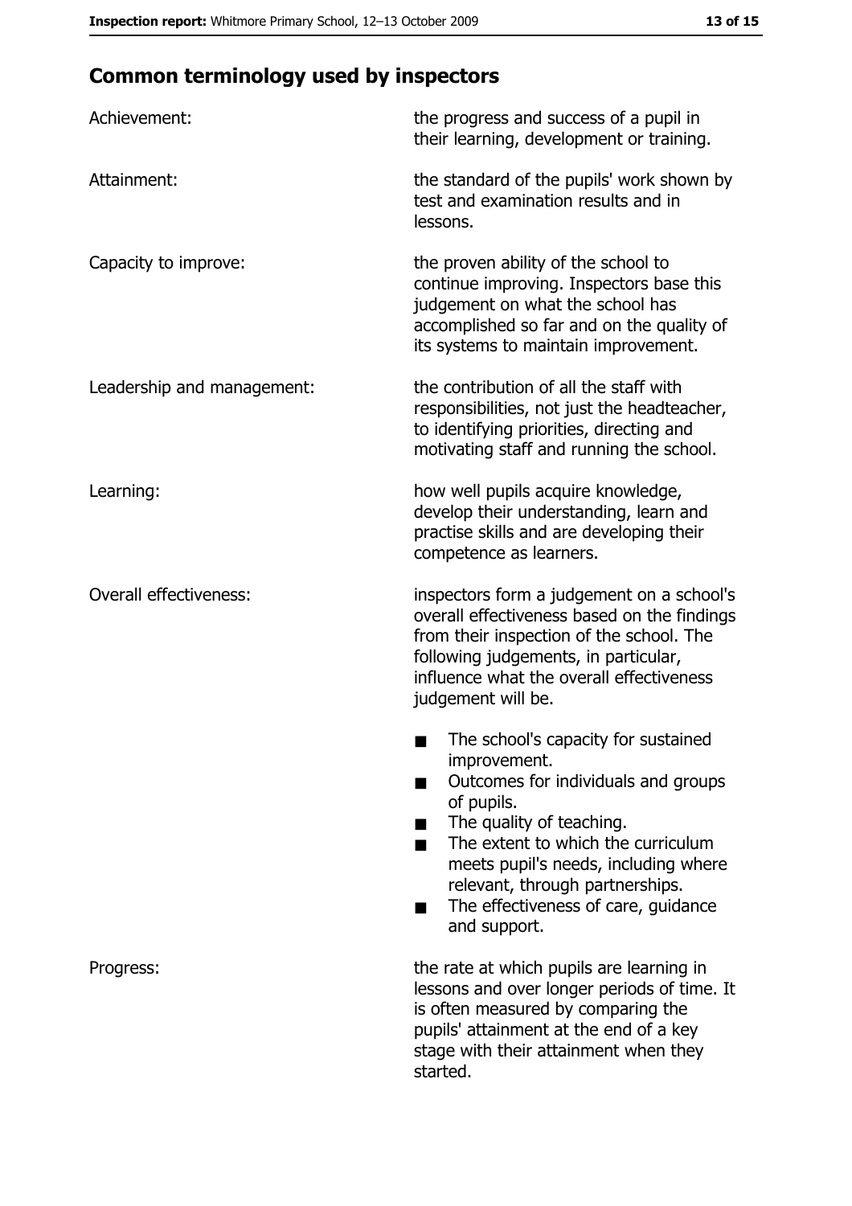## Common terminology used by inspectors

| | |
|---|---|
| Achievement: | the progress and success of a pupil in their learning, development or training. |
| Attainment: | the standard of the pupils' work shown by test and examination results and in lessons. |
| Capacity to improve: | the proven ability of the school to continue improving. Inspectors base this judgement on what the school has accomplished so far and on the quality of its systems to maintain improvement. |
| Leadership and management: | the contribution of all the staff with responsibilities, not just the headteacher, to identifying priorities, directing and motivating staff and running the school. |
| Learning: | how well pupils acquire knowledge, develop their understanding, learn and practise skills and are developing their competence as learners. |
| Overall effectiveness: | inspectors form a judgement on a school's overall effectiveness based on the findings from their inspection of the school. The following judgements, in particular, influence what the overall effectiveness judgement will be. <br>■ The school's capacity for sustained improvement.<br>■ Outcomes for individuals and groups of pupils.<br>■ The quality of teaching.<br>■ The extent to which the curriculum meets pupil's needs, including where relevant, through partnerships.<br>■ The effectiveness of care, guidance and support. |
| Progress: | the rate at which pupils are learning in lessons and over longer periods of time. It is often measured by comparing the pupils' attainment at the end of a key stage with their attainment when they started. |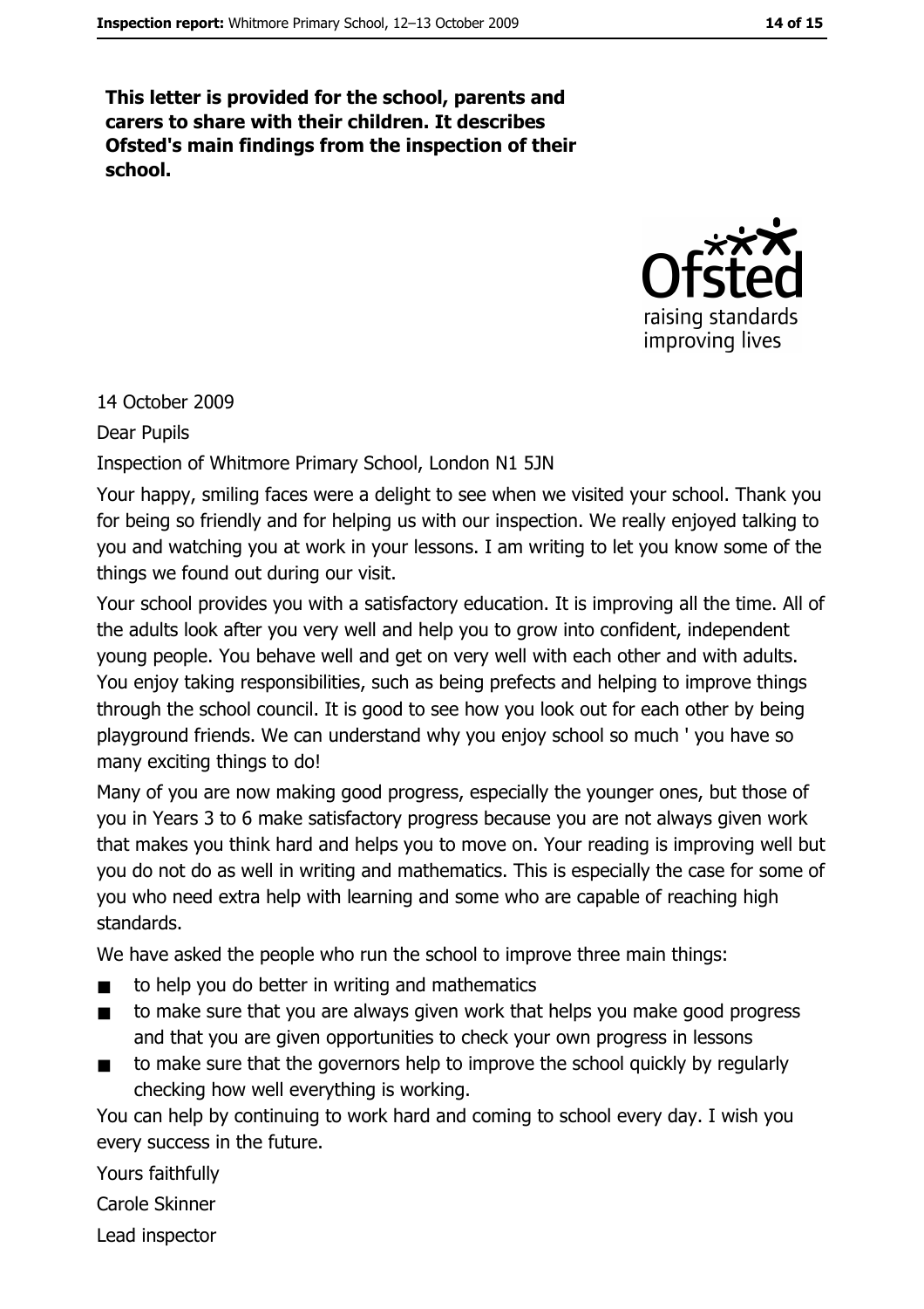**This letter is provided for the school, parents and carers to share with their children. It describes Ofsted's main findings from the inspection of their school.**

14 October 2009

Dear Pupils

Inspection of Whitmore Primary School, London N1 5JN

Your happy, smiling faces were a delight to see when we visited your school. Thank you for being so friendly and for helping us with our inspection. We really enjoyed talking to you and watching you at work in your lessons. I am writing to let you know some of the things we found out during our visit.

Your school provides you with a satisfactory education. It is improving all the time. All of the adults look after you very well and help you to grow into confident, independent young people. You behave well and get on very well with each other and with adults. You enjoy taking responsibilities, such as being prefects and helping to improve things through the school council. It is good to see how you look out for each other by being playground friends. We can understand why you enjoy school so much ' you have so many exciting things to do!

Many of you are now making good progress, especially the younger ones, but those of you in Years 3 to 6 make satisfactory progress because you are not always given work that makes you think hard and helps you to move on. Your reading is improving well but you do not do as well in writing and mathematics. This is especially the case for some of you who need extra help with learning and some who are capable of reaching high standards.

We have asked the people who run the school to improve three main things:

- to help you do better in writing and mathematics
- to make sure that you are always given work that helps you make good progress and that you are given opportunities to check your own progress in lessons
- to make sure that the governors help to improve the school quickly by regularly checking how well everything is working.

You can help by continuing to work hard and coming to school every day. I wish you every success in the future.

Yours faithfully

Carole Skinner

Lead inspector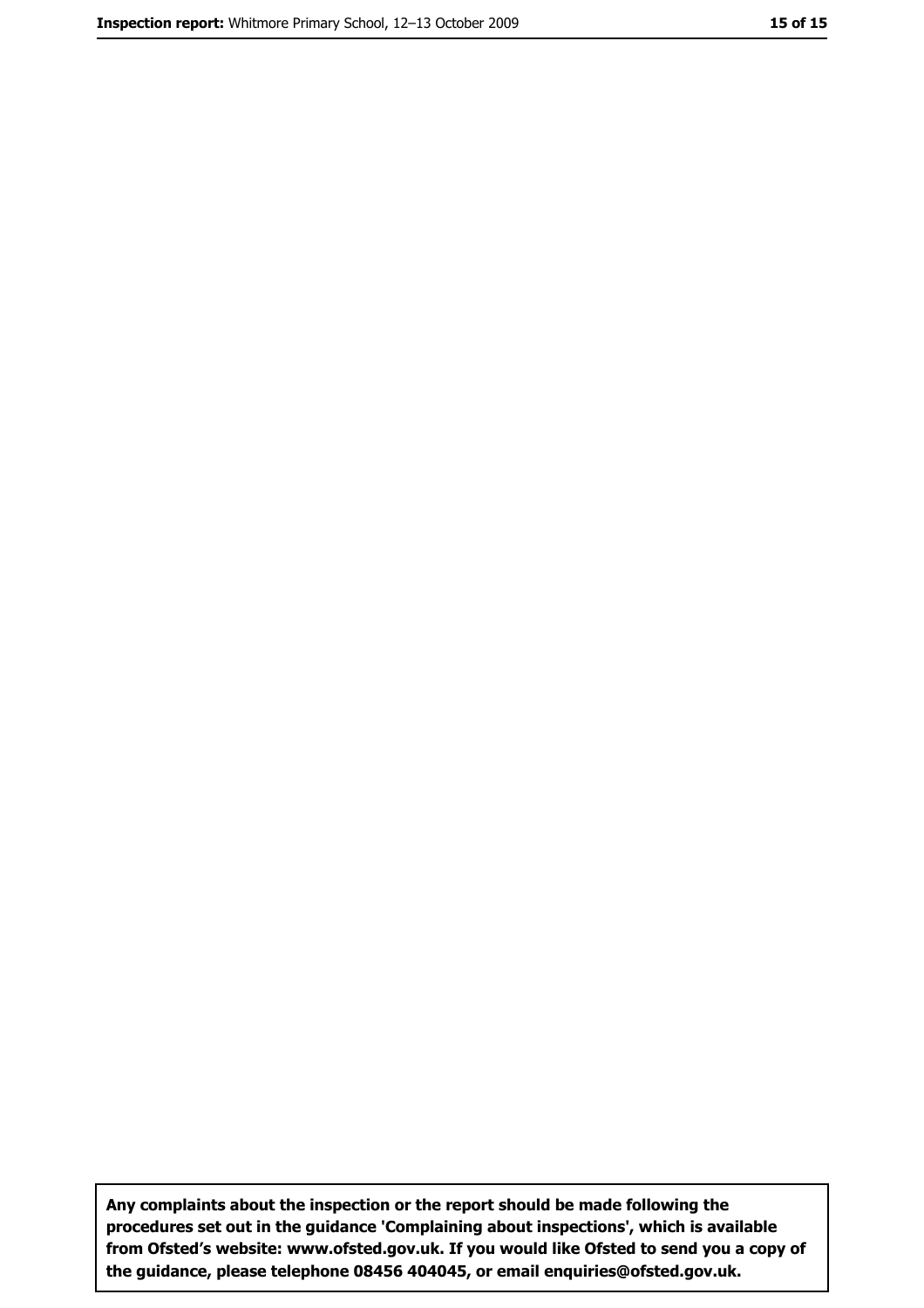**Any complaints about the inspection or the report should be made following the procedures set out in the guidance 'Complaining about inspections', which is available from Ofsted's website: www.ofsted.gov.uk. If you would like Ofsted to send you a copy of the guidance, please telephone 08456 404045, or email enquiries@ofsted.gov.uk.**